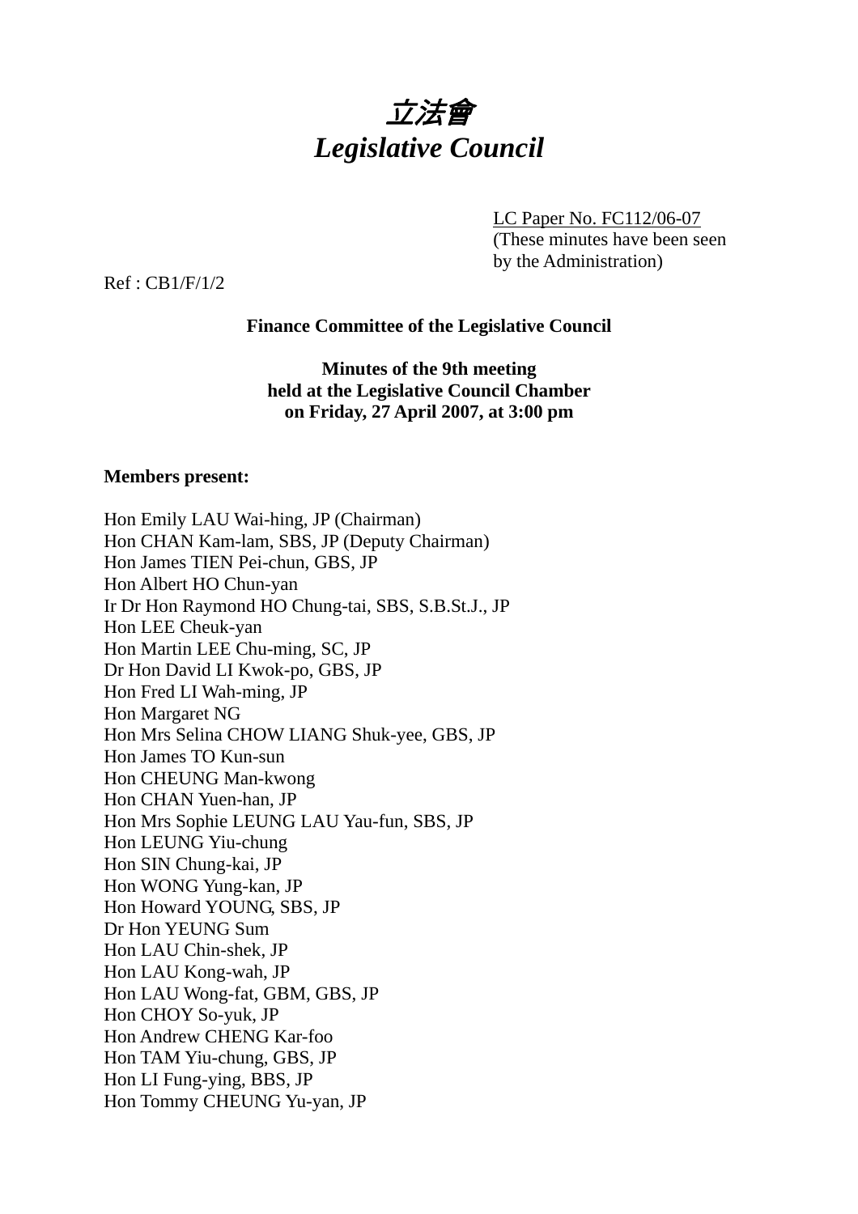# *立法會*
# *Legislative Council*

LC Paper No. FC112/06-07
(These minutes have been seen by the Administration)

Ref : CB1/F/1/2

**Finance Committee of the Legislative Council**

**Minutes of the 9th meeting**
**held at the Legislative Council Chamber**
**on Friday, 27 April 2007, at 3:00 pm**

**Members present:**

Hon Emily LAU Wai-hing, JP (Chairman)
Hon CHAN Kam-lam, SBS, JP (Deputy Chairman)
Hon James TIEN Pei-chun, GBS, JP
Hon Albert HO Chun-yan
Ir Dr Hon Raymond HO Chung-tai, SBS, S.B.St.J., JP
Hon LEE Cheuk-yan
Hon Martin LEE Chu-ming, SC, JP
Dr Hon David LI Kwok-po, GBS, JP
Hon Fred LI Wah-ming, JP
Hon Margaret NG
Hon Mrs Selina CHOW LIANG Shuk-yee, GBS, JP
Hon James TO Kun-sun
Hon CHEUNG Man-kwong
Hon CHAN Yuen-han, JP
Hon Mrs Sophie LEUNG LAU Yau-fun, SBS, JP
Hon LEUNG Yiu-chung
Hon SIN Chung-kai, JP
Hon WONG Yung-kan, JP
Hon Howard YOUNG, SBS, JP
Dr Hon YEUNG Sum
Hon LAU Chin-shek, JP
Hon LAU Kong-wah, JP
Hon LAU Wong-fat, GBM, GBS, JP
Hon CHOY So-yuk, JP
Hon Andrew CHENG Kar-foo
Hon TAM Yiu-chung, GBS, JP
Hon LI Fung-ying, BBS, JP
Hon Tommy CHEUNG Yu-yan, JP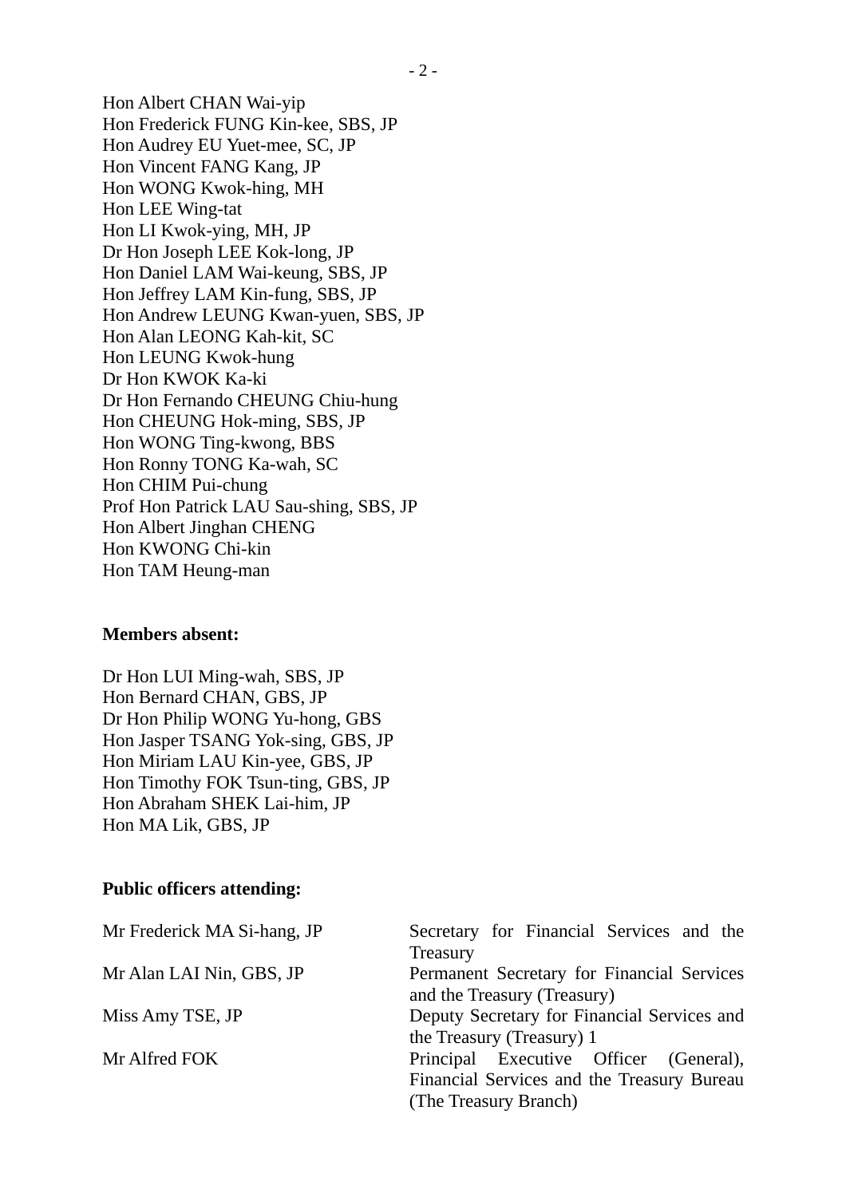Hon Albert CHAN Wai-yip
Hon Frederick FUNG Kin-kee, SBS, JP
Hon Audrey EU Yuet-mee, SC, JP
Hon Vincent FANG Kang, JP
Hon WONG Kwok-hing, MH
Hon LEE Wing-tat
Hon LI Kwok-ying, MH, JP
Dr Hon Joseph LEE Kok-long, JP
Hon Daniel LAM Wai-keung, SBS, JP
Hon Jeffrey LAM Kin-fung, SBS, JP
Hon Andrew LEUNG Kwan-yuen, SBS, JP
Hon Alan LEONG Kah-kit, SC
Hon LEUNG Kwok-hung
Dr Hon KWOK Ka-ki
Dr Hon Fernando CHEUNG Chiu-hung
Hon CHEUNG Hok-ming, SBS, JP
Hon WONG Ting-kwong, BBS
Hon Ronny TONG Ka-wah, SC
Hon CHIM Pui-chung
Prof Hon Patrick LAU Sau-shing, SBS, JP
Hon Albert Jinghan CHENG
Hon KWONG Chi-kin
Hon TAM Heung-man

**Members absent:**

Dr Hon LUI Ming-wah, SBS, JP
Hon Bernard CHAN, GBS, JP
Dr Hon Philip WONG Yu-hong, GBS
Hon Jasper TSANG Yok-sing, GBS, JP
Hon Miriam LAU Kin-yee, GBS, JP
Hon Timothy FOK Tsun-ting, GBS, JP
Hon Abraham SHEK Lai-him, JP
Hon MA Lik, GBS, JP

**Public officers attending:**

| | |
|---|---|
| Mr Frederick MA Si-hang, JP | Secretary for Financial Services and the Treasury |
| Mr Alan LAI Nin, GBS, JP | Permanent Secretary for Financial Services and the Treasury (Treasury) |
| Miss Amy TSE, JP | Deputy Secretary for Financial Services and the Treasury (Treasury) 1 |
| Mr Alfred FOK | Principal Executive Officer (General), Financial Services and the Treasury Bureau (The Treasury Branch) |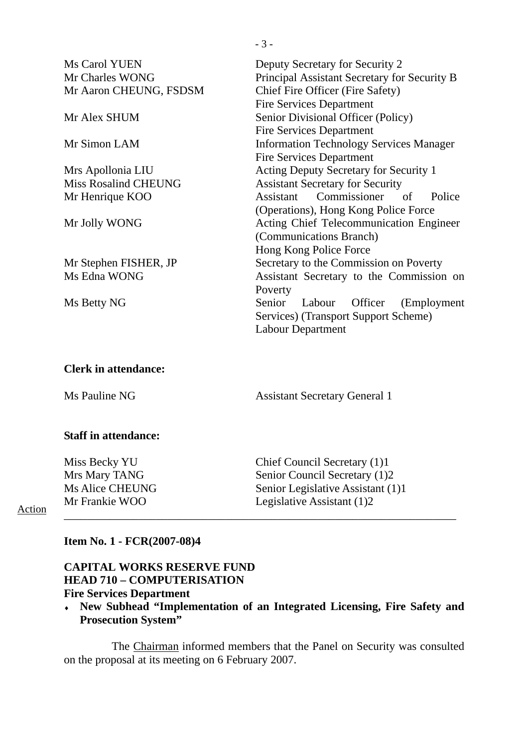| | |
|---|---|
| Ms Carol YUEN | Deputy Secretary for Security 2 |
| Mr Charles WONG | Principal Assistant Secretary for Security B |
| Mr Aaron CHEUNG, FSDSM | Chief Fire Officer (Fire Safety) Fire Services Department |
| Mr Alex SHUM | Senior Divisional Officer (Policy) Fire Services Department |
| Mr Simon LAM | Information Technology Services Manager Fire Services Department |
| Mrs Apollonia LIU | Acting Deputy Secretary for Security 1 |
| Miss Rosalind CHEUNG | Assistant Secretary for Security |
| Mr Henrique KOO | Assistant Commissioner of Police (Operations), Hong Kong Police Force |
| Mr Jolly WONG | Acting Chief Telecommunication Engineer (Communications Branch) Hong Kong Police Force |
| Mr Stephen FISHER, JP | Secretary to the Commission on Poverty |
| Ms Edna WONG | Assistant Secretary to the Commission on Poverty |
| Ms Betty NG | Senior Labour Officer (Employment Services) (Transport Support Scheme) Labour Department |

**Clerk in attendance:**

| | |
|---|---|
| Ms Pauline NG | Assistant Secretary General 1 |

**Staff in attendance:**

| | |
|---|---|
| Miss Becky YU | Chief Council Secretary (1)1 |
| Mrs Mary TANG | Senior Council Secretary (1)2 |
| Ms Alice CHEUNG | Senior Legislative Assistant (1)1 |
| Mr Frankie WOO | Legislative Assistant (1)2 |

Action

---

**Item No. 1 - FCR(2007-08)4**

**CAPITAL WORKS RESERVE FUND**
**HEAD 710 – COMPUTERISATION**
**Fire Services Department**

- **New Subhead "Implementation of an Integrated Licensing, Fire Safety and Prosecution System"**

The Chairman informed members that the Panel on Security was consulted on the proposal at its meeting on 6 February 2007.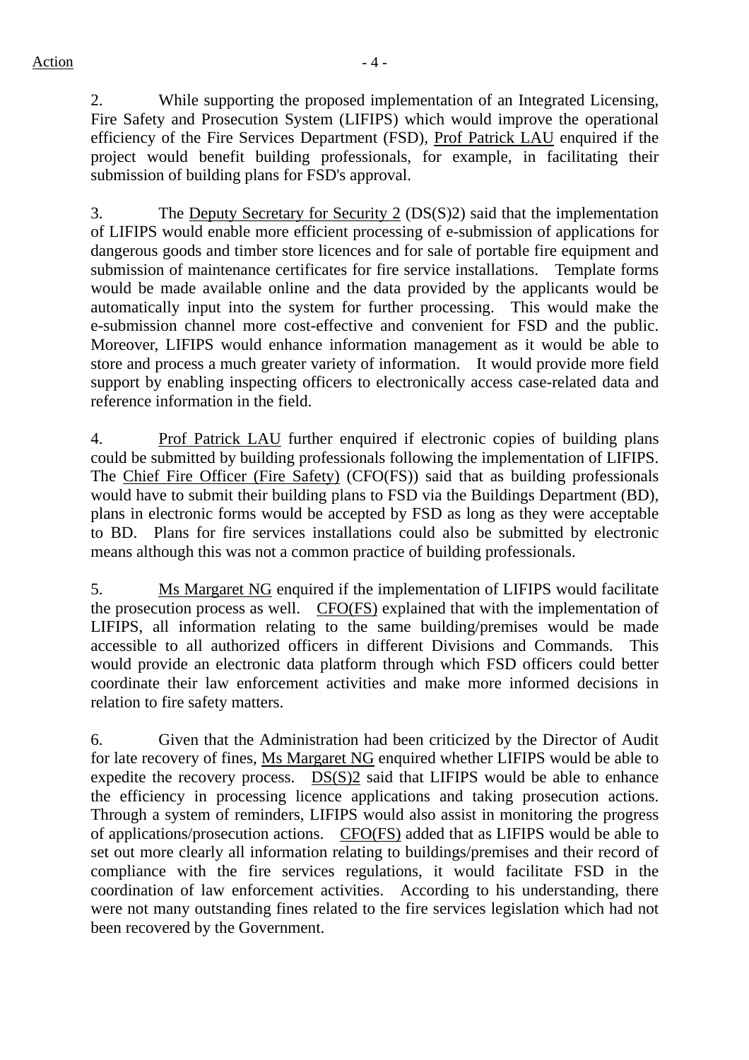2. While supporting the proposed implementation of an Integrated Licensing, Fire Safety and Prosecution System (LIFIPS) which would improve the operational efficiency of the Fire Services Department (FSD), Prof Patrick LAU enquired if the project would benefit building professionals, for example, in facilitating their submission of building plans for FSD's approval.

3. The Deputy Secretary for Security 2 (DS(S)2) said that the implementation of LIFIPS would enable more efficient processing of e-submission of applications for dangerous goods and timber store licences and for sale of portable fire equipment and submission of maintenance certificates for fire service installations. Template forms would be made available online and the data provided by the applicants would be automatically input into the system for further processing. This would make the e-submission channel more cost-effective and convenient for FSD and the public. Moreover, LIFIPS would enhance information management as it would be able to store and process a much greater variety of information. It would provide more field support by enabling inspecting officers to electronically access case-related data and reference information in the field.

4. Prof Patrick LAU further enquired if electronic copies of building plans could be submitted by building professionals following the implementation of LIFIPS. The Chief Fire Officer (Fire Safety) (CFO(FS)) said that as building professionals would have to submit their building plans to FSD via the Buildings Department (BD), plans in electronic forms would be accepted by FSD as long as they were acceptable to BD. Plans for fire services installations could also be submitted by electronic means although this was not a common practice of building professionals.

5. Ms Margaret NG enquired if the implementation of LIFIPS would facilitate the prosecution process as well. CFO(FS) explained that with the implementation of LIFIPS, all information relating to the same building/premises would be made accessible to all authorized officers in different Divisions and Commands. This would provide an electronic data platform through which FSD officers could better coordinate their law enforcement activities and make more informed decisions in relation to fire safety matters.

6. Given that the Administration had been criticized by the Director of Audit for late recovery of fines, Ms Margaret NG enquired whether LIFIPS would be able to expedite the recovery process. DS(S)2 said that LIFIPS would be able to enhance the efficiency in processing licence applications and taking prosecution actions. Through a system of reminders, LIFIPS would also assist in monitoring the progress of applications/prosecution actions. CFO(FS) added that as LIFIPS would be able to set out more clearly all information relating to buildings/premises and their record of compliance with the fire services regulations, it would facilitate FSD in the coordination of law enforcement activities. According to his understanding, there were not many outstanding fines related to the fire services legislation which had not been recovered by the Government.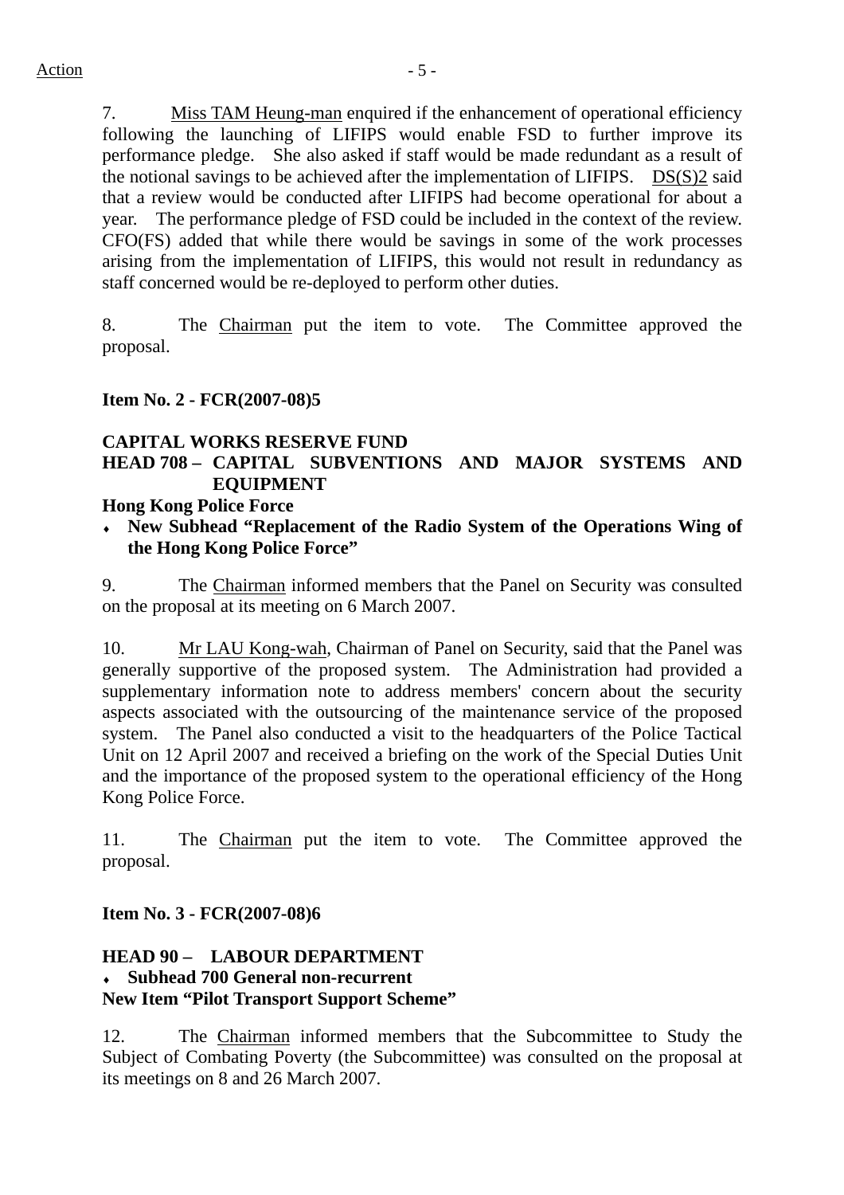7. Miss TAM Heung-man enquired if the enhancement of operational efficiency following the launching of LIFIPS would enable FSD to further improve its performance pledge. She also asked if staff would be made redundant as a result of the notional savings to be achieved after the implementation of LIFIPS. DS(S)2 said that a review would be conducted after LIFIPS had become operational for about a year. The performance pledge of FSD could be included in the context of the review. CFO(FS) added that while there would be savings in some of the work processes arising from the implementation of LIFIPS, this would not result in redundancy as staff concerned would be re-deployed to perform other duties.

8. The Chairman put the item to vote. The Committee approved the proposal.

**Item No. 2 - FCR(2007-08)5**

**CAPITAL WORKS RESERVE FUND**
**HEAD 708 – CAPITAL SUBVENTIONS AND MAJOR SYSTEMS AND EQUIPMENT**
**Hong Kong Police Force**

- **New Subhead "Replacement of the Radio System of the Operations Wing of the Hong Kong Police Force"**

9. The Chairman informed members that the Panel on Security was consulted on the proposal at its meeting on 6 March 2007.

10. Mr LAU Kong-wah, Chairman of Panel on Security, said that the Panel was generally supportive of the proposed system. The Administration had provided a supplementary information note to address members' concern about the security aspects associated with the outsourcing of the maintenance service of the proposed system. The Panel also conducted a visit to the headquarters of the Police Tactical Unit on 12 April 2007 and received a briefing on the work of the Special Duties Unit and the importance of the proposed system to the operational efficiency of the Hong Kong Police Force.

11. The Chairman put the item to vote. The Committee approved the proposal.

**Item No. 3 - FCR(2007-08)6**

**HEAD 90 – LABOUR DEPARTMENT**

- **Subhead 700 General non-recurrent**

**New Item "Pilot Transport Support Scheme"**

12. The Chairman informed members that the Subcommittee to Study the Subject of Combating Poverty (the Subcommittee) was consulted on the proposal at its meetings on 8 and 26 March 2007.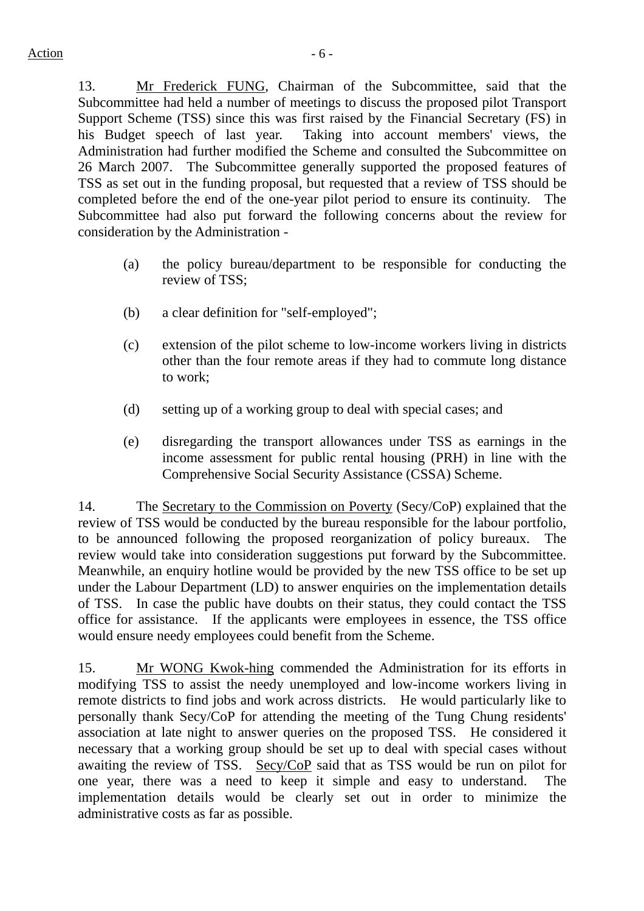13. Mr Frederick FUNG, Chairman of the Subcommittee, said that the Subcommittee had held a number of meetings to discuss the proposed pilot Transport Support Scheme (TSS) since this was first raised by the Financial Secretary (FS) in his Budget speech of last year. Taking into account members' views, the Administration had further modified the Scheme and consulted the Subcommittee on 26 March 2007. The Subcommittee generally supported the proposed features of TSS as set out in the funding proposal, but requested that a review of TSS should be completed before the end of the one-year pilot period to ensure its continuity. The Subcommittee had also put forward the following concerns about the review for consideration by the Administration -

(a) the policy bureau/department to be responsible for conducting the review of TSS;

(b) a clear definition for "self-employed";

(c) extension of the pilot scheme to low-income workers living in districts other than the four remote areas if they had to commute long distance to work;

(d) setting up of a working group to deal with special cases; and

(e) disregarding the transport allowances under TSS as earnings in the income assessment for public rental housing (PRH) in line with the Comprehensive Social Security Assistance (CSSA) Scheme.

14. The Secretary to the Commission on Poverty (Secy/CoP) explained that the review of TSS would be conducted by the bureau responsible for the labour portfolio, to be announced following the proposed reorganization of policy bureaux. The review would take into consideration suggestions put forward by the Subcommittee. Meanwhile, an enquiry hotline would be provided by the new TSS office to be set up under the Labour Department (LD) to answer enquiries on the implementation details of TSS. In case the public have doubts on their status, they could contact the TSS office for assistance. If the applicants were employees in essence, the TSS office would ensure needy employees could benefit from the Scheme.

15. Mr WONG Kwok-hing commended the Administration for its efforts in modifying TSS to assist the needy unemployed and low-income workers living in remote districts to find jobs and work across districts. He would particularly like to personally thank Secy/CoP for attending the meeting of the Tung Chung residents' association at late night to answer queries on the proposed TSS. He considered it necessary that a working group should be set up to deal with special cases without awaiting the review of TSS. Secy/CoP said that as TSS would be run on pilot for one year, there was a need to keep it simple and easy to understand. The implementation details would be clearly set out in order to minimize the administrative costs as far as possible.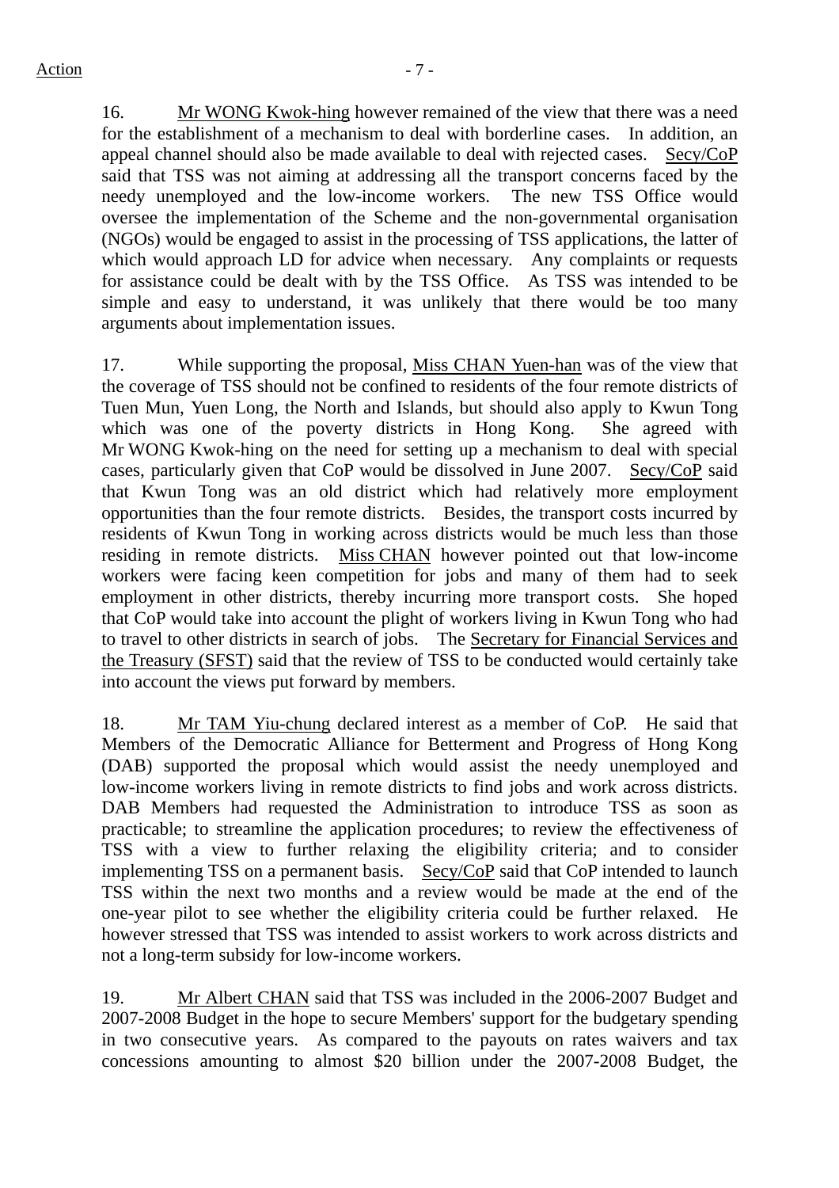16. Mr WONG Kwok-hing however remained of the view that there was a need for the establishment of a mechanism to deal with borderline cases. In addition, an appeal channel should also be made available to deal with rejected cases. Secy/CoP said that TSS was not aiming at addressing all the transport concerns faced by the needy unemployed and the low-income workers. The new TSS Office would oversee the implementation of the Scheme and the non-governmental organisation (NGOs) would be engaged to assist in the processing of TSS applications, the latter of which would approach LD for advice when necessary. Any complaints or requests for assistance could be dealt with by the TSS Office. As TSS was intended to be simple and easy to understand, it was unlikely that there would be too many arguments about implementation issues.

17. While supporting the proposal, Miss CHAN Yuen-han was of the view that the coverage of TSS should not be confined to residents of the four remote districts of Tuen Mun, Yuen Long, the North and Islands, but should also apply to Kwun Tong which was one of the poverty districts in Hong Kong. She agreed with Mr WONG Kwok-hing on the need for setting up a mechanism to deal with special cases, particularly given that CoP would be dissolved in June 2007. Secy/CoP said that Kwun Tong was an old district which had relatively more employment opportunities than the four remote districts. Besides, the transport costs incurred by residents of Kwun Tong in working across districts would be much less than those residing in remote districts. Miss CHAN however pointed out that low-income workers were facing keen competition for jobs and many of them had to seek employment in other districts, thereby incurring more transport costs. She hoped that CoP would take into account the plight of workers living in Kwun Tong who had to travel to other districts in search of jobs. The Secretary for Financial Services and the Treasury (SFST) said that the review of TSS to be conducted would certainly take into account the views put forward by members.

18. Mr TAM Yiu-chung declared interest as a member of CoP. He said that Members of the Democratic Alliance for Betterment and Progress of Hong Kong (DAB) supported the proposal which would assist the needy unemployed and low-income workers living in remote districts to find jobs and work across districts. DAB Members had requested the Administration to introduce TSS as soon as practicable; to streamline the application procedures; to review the effectiveness of TSS with a view to further relaxing the eligibility criteria; and to consider implementing TSS on a permanent basis. Secy/CoP said that CoP intended to launch TSS within the next two months and a review would be made at the end of the one-year pilot to see whether the eligibility criteria could be further relaxed. He however stressed that TSS was intended to assist workers to work across districts and not a long-term subsidy for low-income workers.

19. Mr Albert CHAN said that TSS was included in the 2006-2007 Budget and 2007-2008 Budget in the hope to secure Members' support for the budgetary spending in two consecutive years. As compared to the payouts on rates waivers and tax concessions amounting to almost $20 billion under the 2007-2008 Budget, the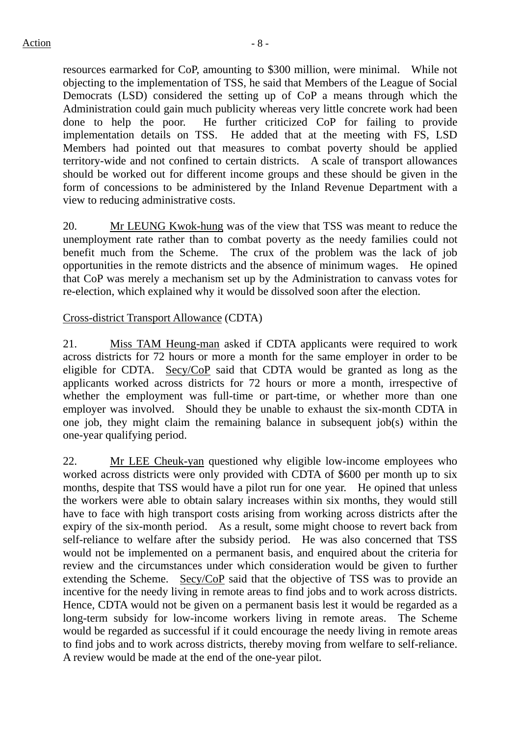resources earmarked for CoP, amounting to $300 million, were minimal. While not objecting to the implementation of TSS, he said that Members of the League of Social Democrats (LSD) considered the setting up of CoP a means through which the Administration could gain much publicity whereas very little concrete work had been done to help the poor. He further criticized CoP for failing to provide implementation details on TSS. He added that at the meeting with FS, LSD Members had pointed out that measures to combat poverty should be applied territory-wide and not confined to certain districts. A scale of transport allowances should be worked out for different income groups and these should be given in the form of concessions to be administered by the Inland Revenue Department with a view to reducing administrative costs.

20. Mr LEUNG Kwok-hung was of the view that TSS was meant to reduce the unemployment rate rather than to combat poverty as the needy families could not benefit much from the Scheme. The crux of the problem was the lack of job opportunities in the remote districts and the absence of minimum wages. He opined that CoP was merely a mechanism set up by the Administration to canvass votes for re-election, which explained why it would be dissolved soon after the election.

Cross-district Transport Allowance (CDTA)

21. Miss TAM Heung-man asked if CDTA applicants were required to work across districts for 72 hours or more a month for the same employer in order to be eligible for CDTA. Secy/CoP said that CDTA would be granted as long as the applicants worked across districts for 72 hours or more a month, irrespective of whether the employment was full-time or part-time, or whether more than one employer was involved. Should they be unable to exhaust the six-month CDTA in one job, they might claim the remaining balance in subsequent job(s) within the one-year qualifying period.

22. Mr LEE Cheuk-yan questioned why eligible low-income employees who worked across districts were only provided with CDTA of $600 per month up to six months, despite that TSS would have a pilot run for one year. He opined that unless the workers were able to obtain salary increases within six months, they would still have to face with high transport costs arising from working across districts after the expiry of the six-month period. As a result, some might choose to revert back from self-reliance to welfare after the subsidy period. He was also concerned that TSS would not be implemented on a permanent basis, and enquired about the criteria for review and the circumstances under which consideration would be given to further extending the Scheme. Secy/CoP said that the objective of TSS was to provide an incentive for the needy living in remote areas to find jobs and to work across districts. Hence, CDTA would not be given on a permanent basis lest it would be regarded as a long-term subsidy for low-income workers living in remote areas. The Scheme would be regarded as successful if it could encourage the needy living in remote areas to find jobs and to work across districts, thereby moving from welfare to self-reliance. A review would be made at the end of the one-year pilot.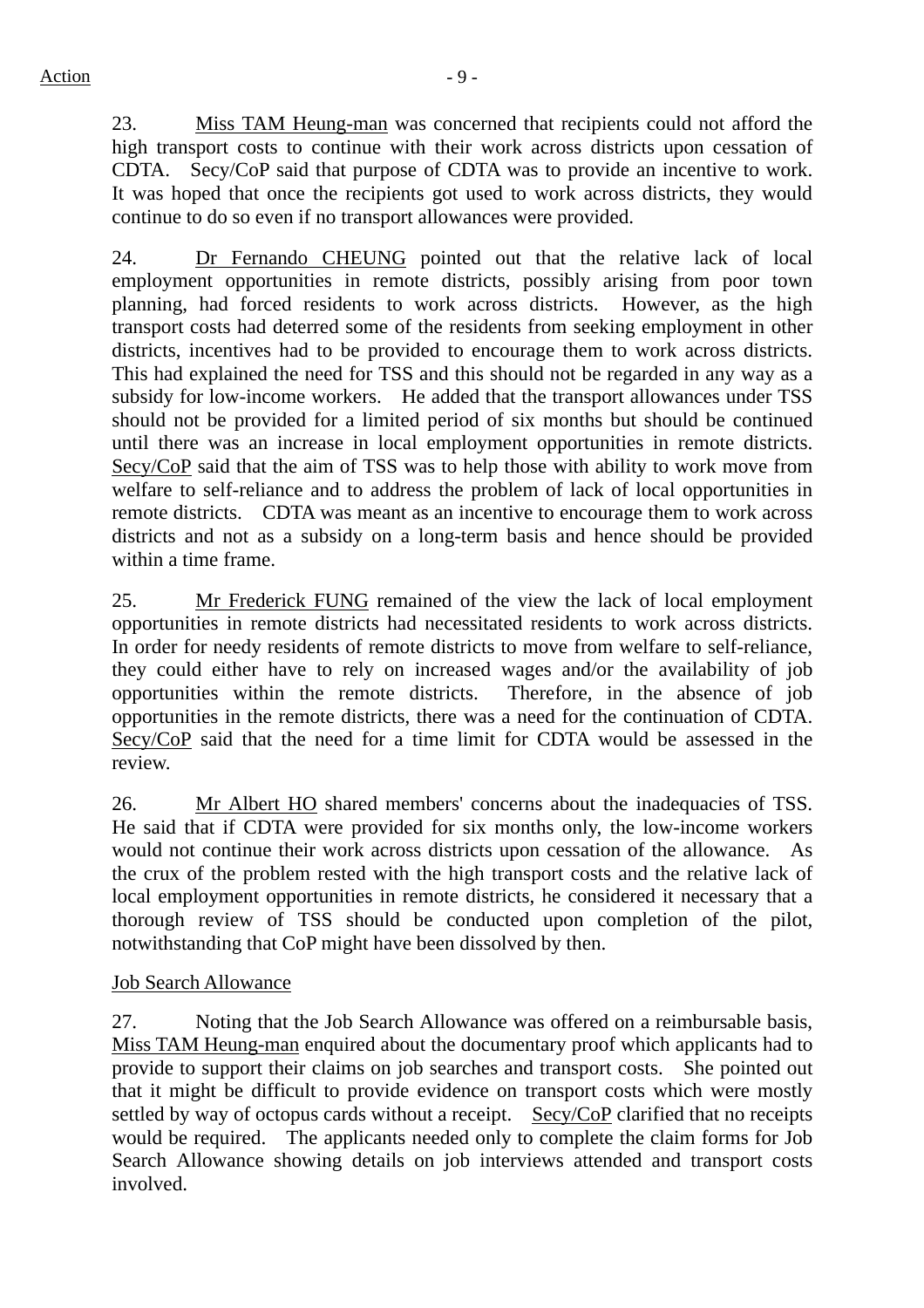Action

23. Miss TAM Heung-man was concerned that recipients could not afford the high transport costs to continue with their work across districts upon cessation of CDTA. Secy/CoP said that purpose of CDTA was to provide an incentive to work. It was hoped that once the recipients got used to work across districts, they would continue to do so even if no transport allowances were provided.

24. Dr Fernando CHEUNG pointed out that the relative lack of local employment opportunities in remote districts, possibly arising from poor town planning, had forced residents to work across districts. However, as the high transport costs had deterred some of the residents from seeking employment in other districts, incentives had to be provided to encourage them to work across districts. This had explained the need for TSS and this should not be regarded in any way as a subsidy for low-income workers. He added that the transport allowances under TSS should not be provided for a limited period of six months but should be continued until there was an increase in local employment opportunities in remote districts. Secy/CoP said that the aim of TSS was to help those with ability to work move from welfare to self-reliance and to address the problem of lack of local opportunities in remote districts. CDTA was meant as an incentive to encourage them to work across districts and not as a subsidy on a long-term basis and hence should be provided within a time frame.

25. Mr Frederick FUNG remained of the view the lack of local employment opportunities in remote districts had necessitated residents to work across districts. In order for needy residents of remote districts to move from welfare to self-reliance, they could either have to rely on increased wages and/or the availability of job opportunities within the remote districts. Therefore, in the absence of job opportunities in the remote districts, there was a need for the continuation of CDTA. Secy/CoP said that the need for a time limit for CDTA would be assessed in the review.

26. Mr Albert HO shared members' concerns about the inadequacies of TSS. He said that if CDTA were provided for six months only, the low-income workers would not continue their work across districts upon cessation of the allowance. As the crux of the problem rested with the high transport costs and the relative lack of local employment opportunities in remote districts, he considered it necessary that a thorough review of TSS should be conducted upon completion of the pilot, notwithstanding that CoP might have been dissolved by then.

Job Search Allowance

27. Noting that the Job Search Allowance was offered on a reimbursable basis, Miss TAM Heung-man enquired about the documentary proof which applicants had to provide to support their claims on job searches and transport costs. She pointed out that it might be difficult to provide evidence on transport costs which were mostly settled by way of octopus cards without a receipt. Secy/CoP clarified that no receipts would be required. The applicants needed only to complete the claim forms for Job Search Allowance showing details on job interviews attended and transport costs involved.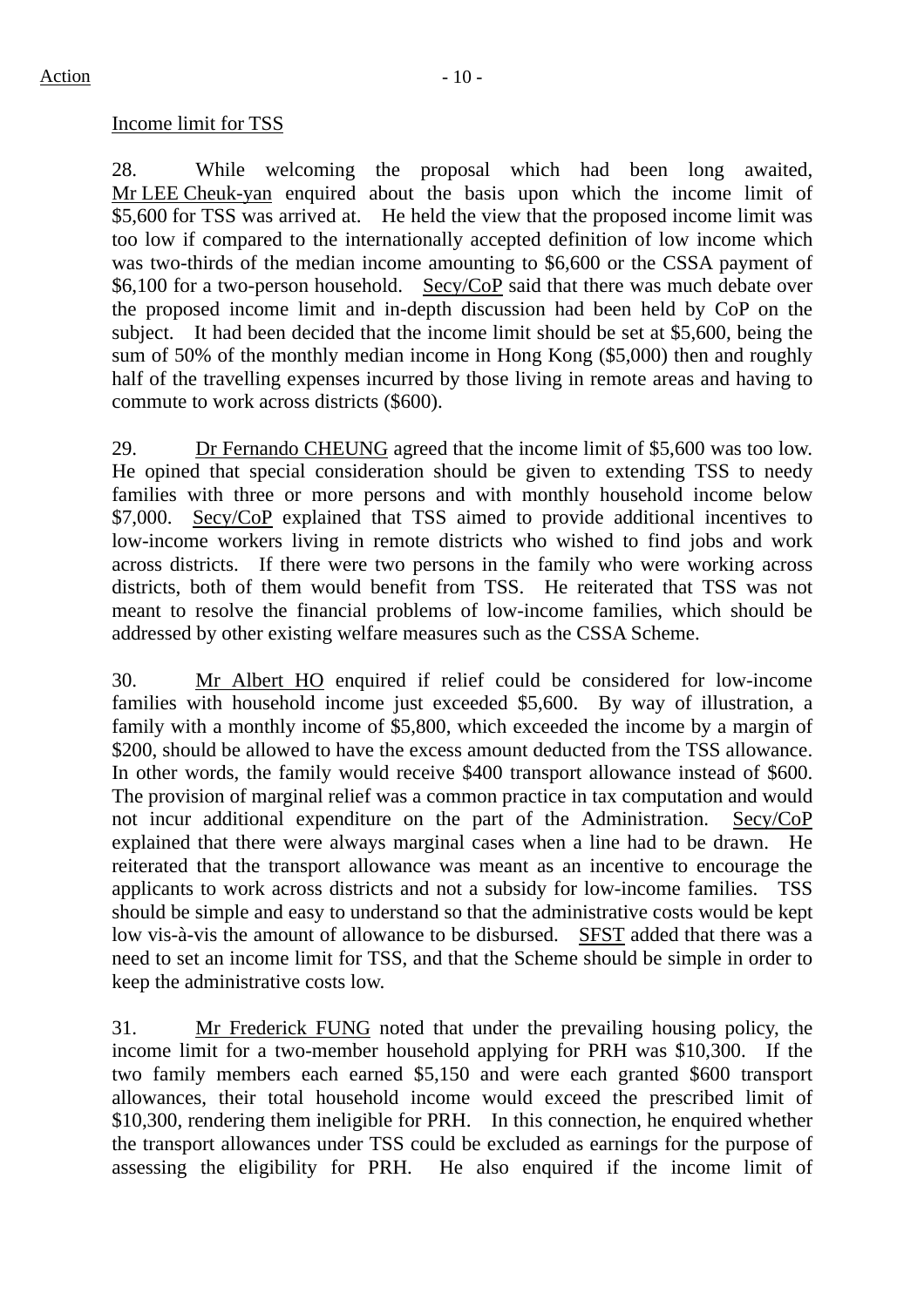Income limit for TSS

28. While welcoming the proposal which had been long awaited, Mr LEE Cheuk-yan enquired about the basis upon which the income limit of $5,600 for TSS was arrived at. He held the view that the proposed income limit was too low if compared to the internationally accepted definition of low income which was two-thirds of the median income amounting to $6,600 or the CSSA payment of $6,100 for a two-person household. Secy/CoP said that there was much debate over the proposed income limit and in-depth discussion had been held by CoP on the subject. It had been decided that the income limit should be set at $5,600, being the sum of 50% of the monthly median income in Hong Kong ($5,000) then and roughly half of the travelling expenses incurred by those living in remote areas and having to commute to work across districts ($600).

29. Dr Fernando CHEUNG agreed that the income limit of $5,600 was too low. He opined that special consideration should be given to extending TSS to needy families with three or more persons and with monthly household income below $7,000. Secy/CoP explained that TSS aimed to provide additional incentives to low-income workers living in remote districts who wished to find jobs and work across districts. If there were two persons in the family who were working across districts, both of them would benefit from TSS. He reiterated that TSS was not meant to resolve the financial problems of low-income families, which should be addressed by other existing welfare measures such as the CSSA Scheme.

30. Mr Albert HO enquired if relief could be considered for low-income families with household income just exceeded $5,600. By way of illustration, a family with a monthly income of $5,800, which exceeded the income by a margin of $200, should be allowed to have the excess amount deducted from the TSS allowance. In other words, the family would receive $400 transport allowance instead of $600. The provision of marginal relief was a common practice in tax computation and would not incur additional expenditure on the part of the Administration. Secy/CoP explained that there were always marginal cases when a line had to be drawn. He reiterated that the transport allowance was meant as an incentive to encourage the applicants to work across districts and not a subsidy for low-income families. TSS should be simple and easy to understand so that the administrative costs would be kept low vis-à-vis the amount of allowance to be disbursed. SFST added that there was a need to set an income limit for TSS, and that the Scheme should be simple in order to keep the administrative costs low.

31. Mr Frederick FUNG noted that under the prevailing housing policy, the income limit for a two-member household applying for PRH was $10,300. If the two family members each earned $5,150 and were each granted $600 transport allowances, their total household income would exceed the prescribed limit of $10,300, rendering them ineligible for PRH. In this connection, he enquired whether the transport allowances under TSS could be excluded as earnings for the purpose of assessing the eligibility for PRH. He also enquired if the income limit of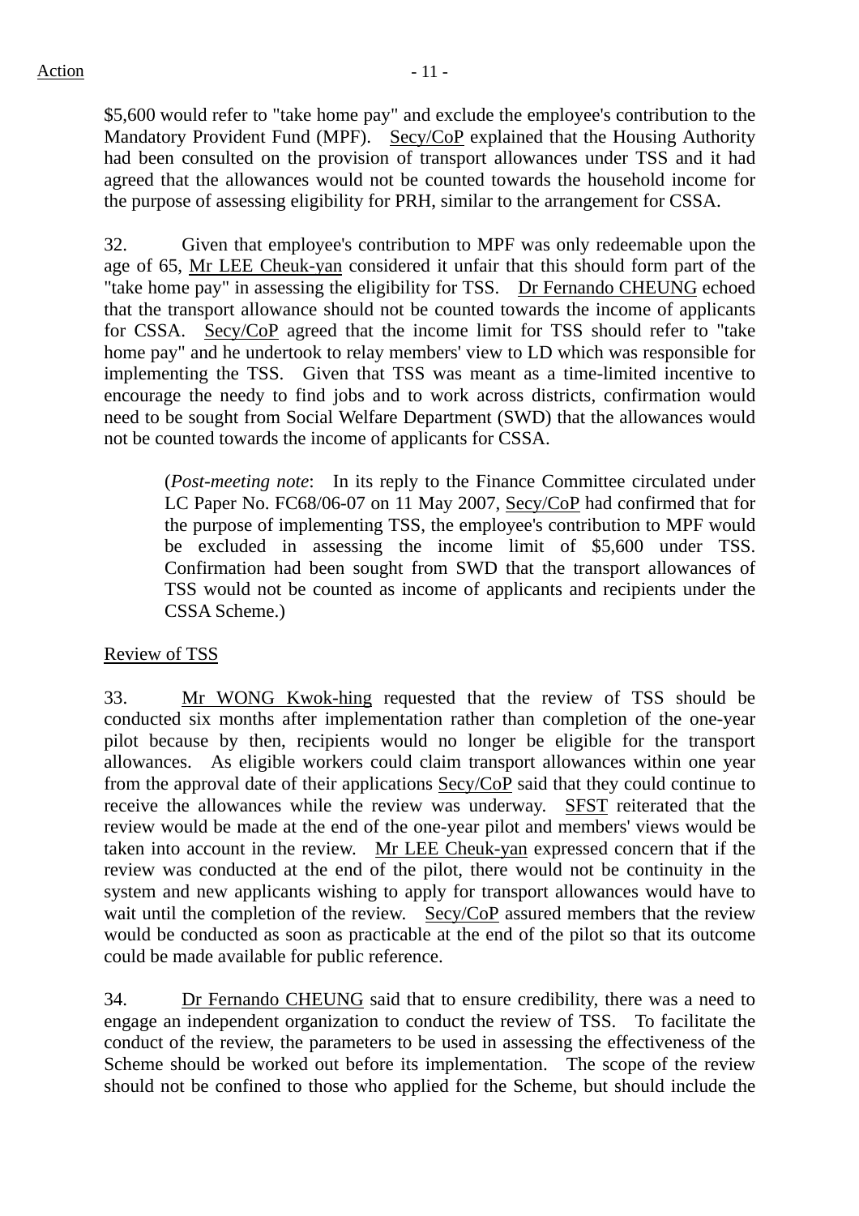$5,600 would refer to "take home pay" and exclude the employee's contribution to the Mandatory Provident Fund (MPF). Secy/CoP explained that the Housing Authority had been consulted on the provision of transport allowances under TSS and it had agreed that the allowances would not be counted towards the household income for the purpose of assessing eligibility for PRH, similar to the arrangement for CSSA.

32. Given that employee's contribution to MPF was only redeemable upon the age of 65, Mr LEE Cheuk-yan considered it unfair that this should form part of the "take home pay" in assessing the eligibility for TSS. Dr Fernando CHEUNG echoed that the transport allowance should not be counted towards the income of applicants for CSSA. Secy/CoP agreed that the income limit for TSS should refer to "take home pay" and he undertook to relay members' view to LD which was responsible for implementing the TSS. Given that TSS was meant as a time-limited incentive to encourage the needy to find jobs and to work across districts, confirmation would need to be sought from Social Welfare Department (SWD) that the allowances would not be counted towards the income of applicants for CSSA.

> (*Post-meeting note*: In its reply to the Finance Committee circulated under LC Paper No. FC68/06-07 on 11 May 2007, Secy/CoP had confirmed that for the purpose of implementing TSS, the employee's contribution to MPF would be excluded in assessing the income limit of $5,600 under TSS. Confirmation had been sought from SWD that the transport allowances of TSS would not be counted as income of applicants and recipients under the CSSA Scheme.)

Review of TSS

33. Mr WONG Kwok-hing requested that the review of TSS should be conducted six months after implementation rather than completion of the one-year pilot because by then, recipients would no longer be eligible for the transport allowances. As eligible workers could claim transport allowances within one year from the approval date of their applications Secy/CoP said that they could continue to receive the allowances while the review was underway. SFST reiterated that the review would be made at the end of the one-year pilot and members' views would be taken into account in the review. Mr LEE Cheuk-yan expressed concern that if the review was conducted at the end of the pilot, there would not be continuity in the system and new applicants wishing to apply for transport allowances would have to wait until the completion of the review. Secy/CoP assured members that the review would be conducted as soon as practicable at the end of the pilot so that its outcome could be made available for public reference.

34. Dr Fernando CHEUNG said that to ensure credibility, there was a need to engage an independent organization to conduct the review of TSS. To facilitate the conduct of the review, the parameters to be used in assessing the effectiveness of the Scheme should be worked out before its implementation. The scope of the review should not be confined to those who applied for the Scheme, but should include the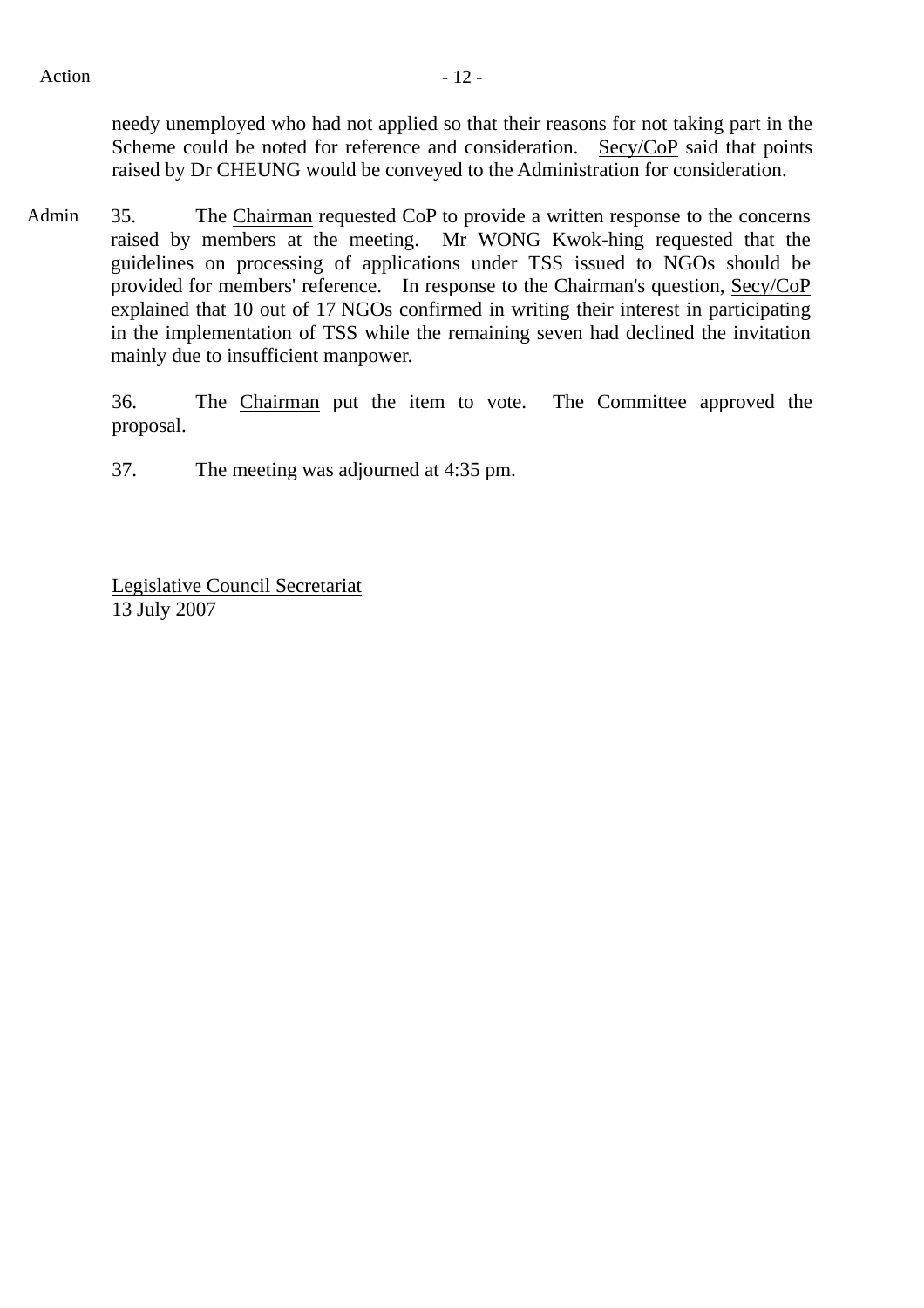needy unemployed who had not applied so that their reasons for not taking part in the Scheme could be noted for reference and consideration. Secy/CoP said that points raised by Dr CHEUNG would be conveyed to the Administration for consideration.

Admin 35. The Chairman requested CoP to provide a written response to the concerns raised by members at the meeting. Mr WONG Kwok-hing requested that the guidelines on processing of applications under TSS issued to NGOs should be provided for members' reference. In response to the Chairman's question, Secy/CoP explained that 10 out of 17 NGOs confirmed in writing their interest in participating in the implementation of TSS while the remaining seven had declined the invitation mainly due to insufficient manpower.

36. The Chairman put the item to vote. The Committee approved the proposal.

37. The meeting was adjourned at 4:35 pm.

Legislative Council Secretariat
13 July 2007